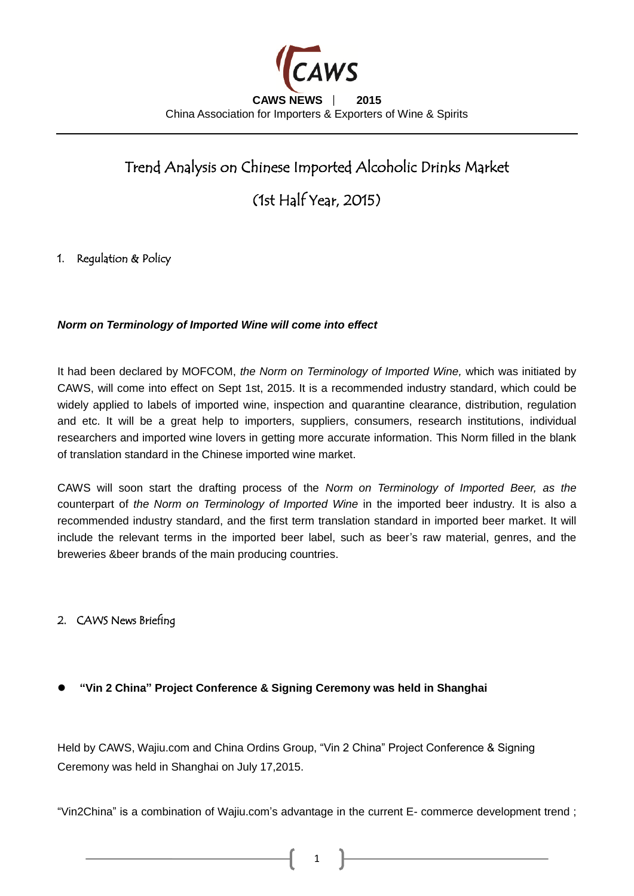CAWS

**CAWS NEWS** | **2015**

China Association for Importers & Exporters of Wine & Spirits

# Trend Analysis on Chinese Imported Alcoholic Drinks Market

# (1st Half Year, 2015)

## 1. Regulation & Policy

***Norm on Terminology of Imported Wine will come into effect***

It had been declared by MOFCOM, *the Norm on Terminology of Imported Wine,* which was initiated by CAWS, will come into effect on Sept 1st, 2015. It is a recommended industry standard, which could be widely applied to labels of imported wine, inspection and quarantine clearance, distribution, regulation and etc. It will be a great help to importers, suppliers, consumers, research institutions, individual researchers and imported wine lovers in getting more accurate information. This Norm filled in the blank of translation standard in the Chinese imported wine market.

CAWS will soon start the drafting process of the *Norm on Terminology of Imported Beer, as the* counterpart of *the Norm on Terminology of Imported Wine* in the imported beer industry. It is also a recommended industry standard, and the first term translation standard in imported beer market. It will include the relevant terms in the imported beer label, such as beer's raw material, genres, and the breweries &beer brands of the main producing countries.

## 2. CAWS News Briefing

- **"Vin 2 China" Project Conference & Signing Ceremony was held in Shanghai**

Held by CAWS, Wajiu.com and China Ordins Group, "Vin 2 China" Project Conference & Signing Ceremony was held in Shanghai on July 17,2015.

"Vin2China" is a combination of Wajiu.com's advantage in the current E- commerce development trend ;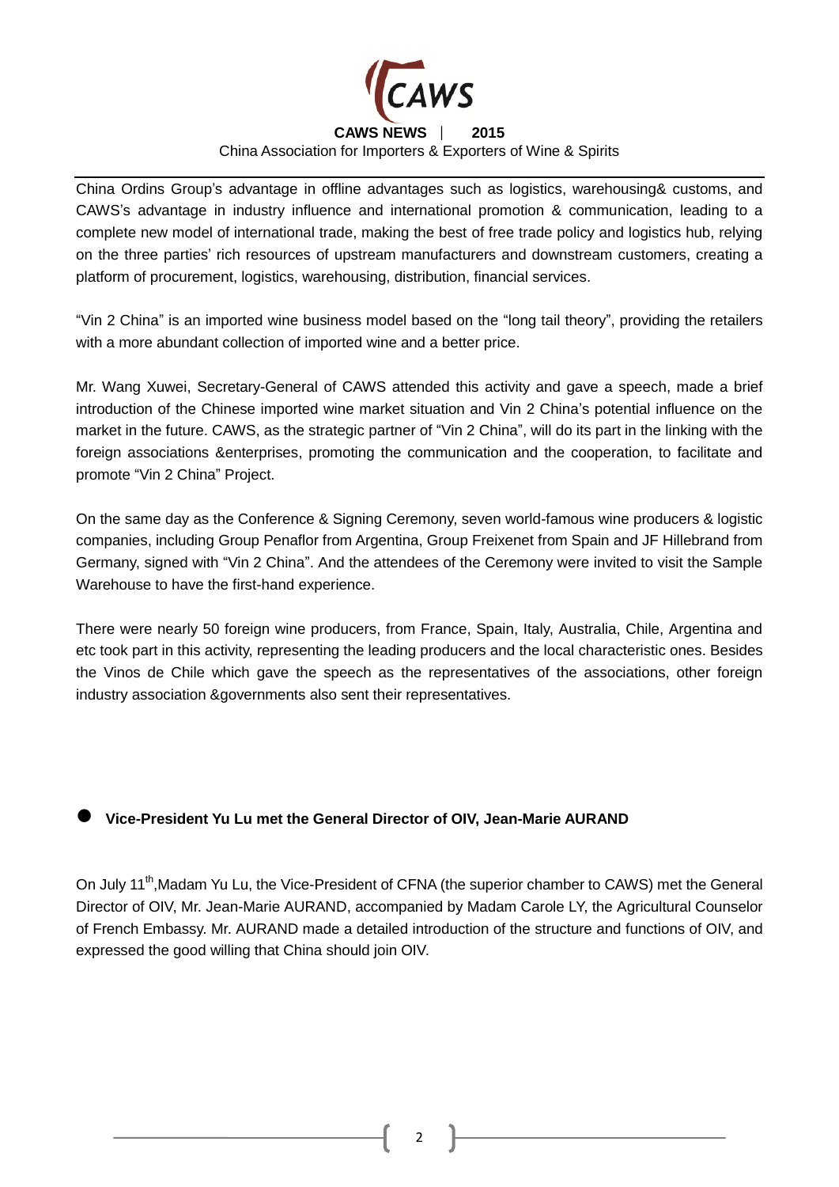China Ordins Group's advantage in offline advantages such as logistics, warehousing& customs, and CAWS's advantage in industry influence and international promotion & communication, leading to a complete new model of international trade, making the best of free trade policy and logistics hub, relying on the three parties' rich resources of upstream manufacturers and downstream customers, creating a platform of procurement, logistics, warehousing, distribution, financial services.

"Vin 2 China" is an imported wine business model based on the "long tail theory", providing the retailers with a more abundant collection of imported wine and a better price.

Mr. Wang Xuwei, Secretary-General of CAWS attended this activity and gave a speech, made a brief introduction of the Chinese imported wine market situation and Vin 2 China's potential influence on the market in the future. CAWS, as the strategic partner of "Vin 2 China", will do its part in the linking with the foreign associations &enterprises, promoting the communication and the cooperation, to facilitate and promote "Vin 2 China" Project.

On the same day as the Conference & Signing Ceremony, seven world-famous wine producers & logistic companies, including Group Penaflor from Argentina, Group Freixenet from Spain and JF Hillebrand from Germany, signed with "Vin 2 China". And the attendees of the Ceremony were invited to visit the Sample Warehouse to have the first-hand experience.

There were nearly 50 foreign wine producers, from France, Spain, Italy, Australia, Chile, Argentina and etc took part in this activity, representing the leading producers and the local characteristic ones. Besides the Vinos de Chile which gave the speech as the representatives of the associations, other foreign industry association &governments also sent their representatives.

- **Vice-President Yu Lu met the General Director of OIV, Jean-Marie AURAND**

On July 11th,Madam Yu Lu, the Vice-President of CFNA (the superior chamber to CAWS) met the General Director of OIV, Mr. Jean-Marie AURAND, accompanied by Madam Carole LY, the Agricultural Counselor of French Embassy. Mr. AURAND made a detailed introduction of the structure and functions of OIV, and expressed the good willing that China should join OIV.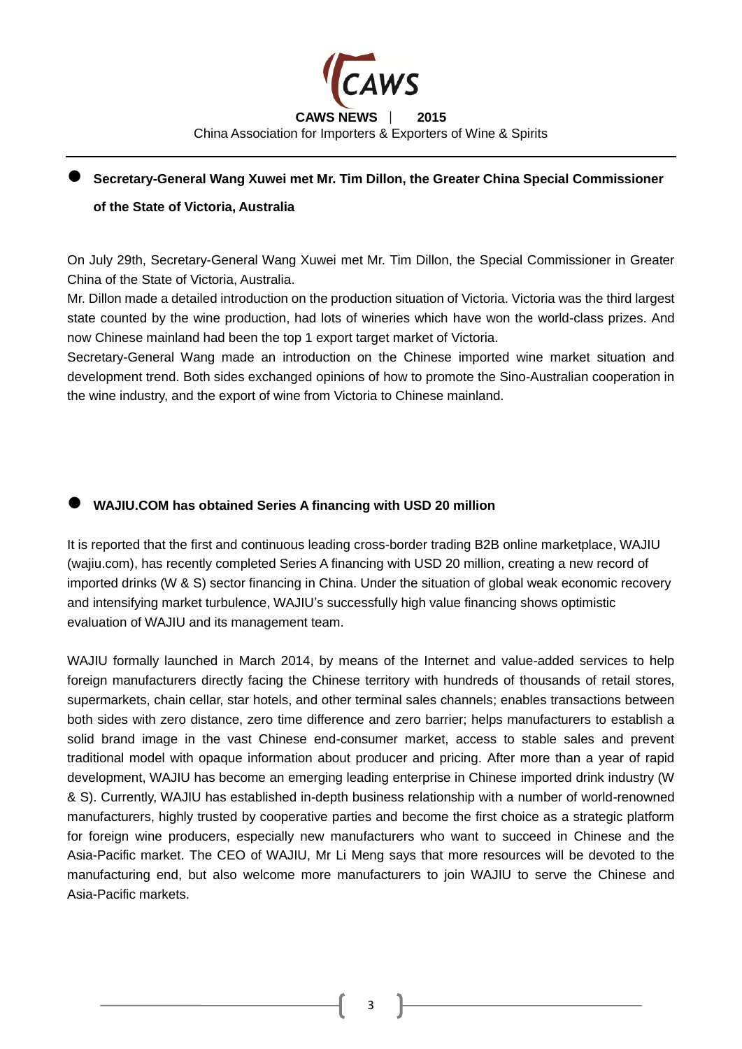- **Secretary-General Wang Xuwei met Mr. Tim Dillon, the Greater China Special Commissioner of the State of Victoria, Australia**

On July 29th, Secretary-General Wang Xuwei met Mr. Tim Dillon, the Special Commissioner in Greater China of the State of Victoria, Australia.

Mr. Dillon made a detailed introduction on the production situation of Victoria. Victoria was the third largest state counted by the wine production, had lots of wineries which have won the world-class prizes. And now Chinese mainland had been the top 1 export target market of Victoria.

Secretary-General Wang made an introduction on the Chinese imported wine market situation and development trend. Both sides exchanged opinions of how to promote the Sino-Australian cooperation in the wine industry, and the export of wine from Victoria to Chinese mainland.

- **WAJIU.COM has obtained Series A financing with USD 20 million**

It is reported that the first and continuous leading cross-border trading B2B online marketplace, WAJIU (wajiu.com), has recently completed Series A financing with USD 20 million, creating a new record of imported drinks (W & S) sector financing in China. Under the situation of global weak economic recovery and intensifying market turbulence, WAJIU's successfully high value financing shows optimistic evaluation of WAJIU and its management team.

WAJIU formally launched in March 2014, by means of the Internet and value-added services to help foreign manufacturers directly facing the Chinese territory with hundreds of thousands of retail stores, supermarkets, chain cellar, star hotels, and other terminal sales channels; enables transactions between both sides with zero distance, zero time difference and zero barrier; helps manufacturers to establish a solid brand image in the vast Chinese end-consumer market, access to stable sales and prevent traditional model with opaque information about producer and pricing. After more than a year of rapid development, WAJIU has become an emerging leading enterprise in Chinese imported drink industry (W & S). Currently, WAJIU has established in-depth business relationship with a number of world-renowned manufacturers, highly trusted by cooperative parties and become the first choice as a strategic platform for foreign wine producers, especially new manufacturers who want to succeed in Chinese and the Asia-Pacific market. The CEO of WAJIU, Mr Li Meng says that more resources will be devoted to the manufacturing end, but also welcome more manufacturers to join WAJIU to serve the Chinese and Asia-Pacific markets.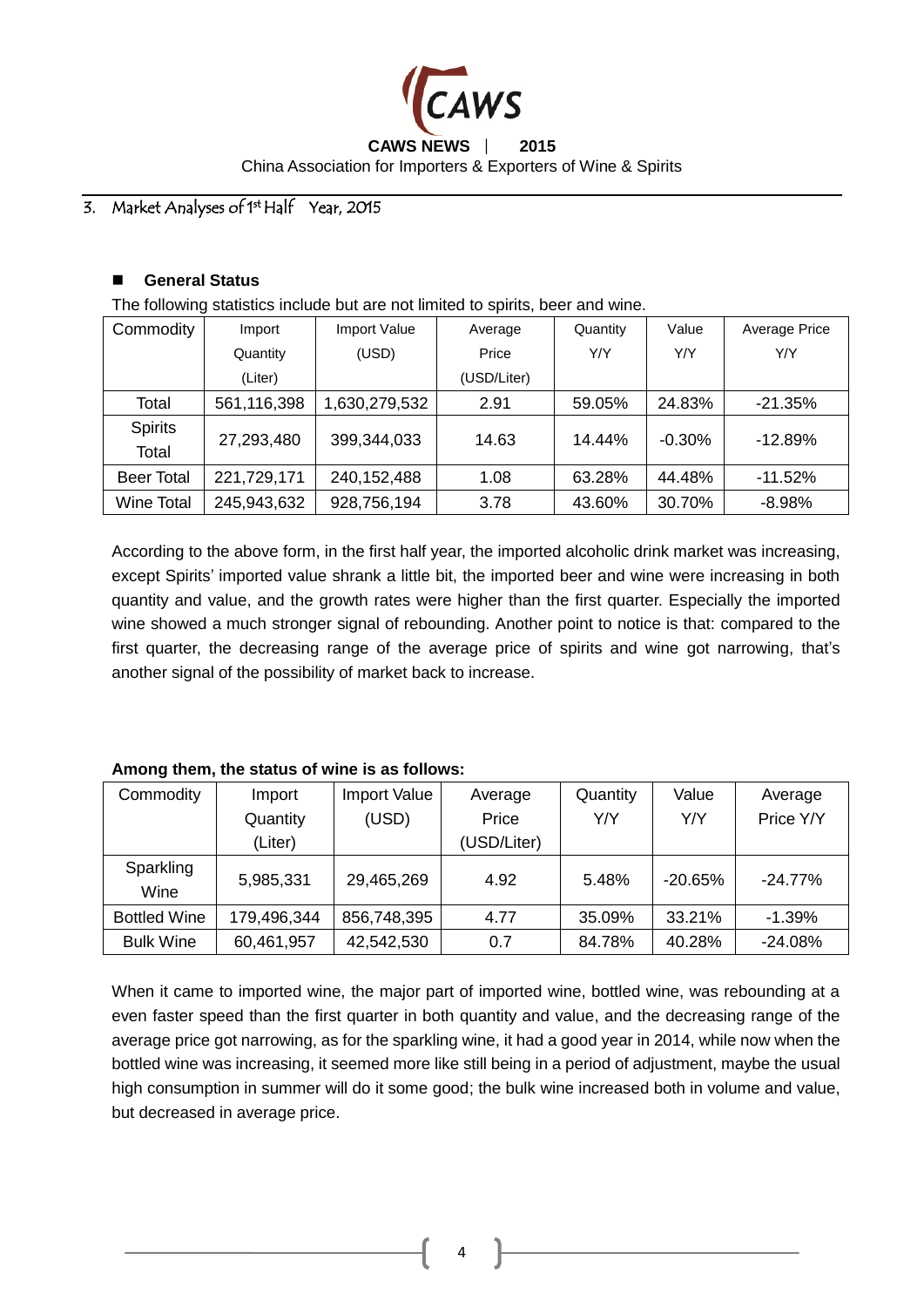## 3. Market Analyses of 1st Half Year, 2015

### General Status

The following statistics include but are not limited to spirits, beer and wine.

| Commodity | Import Quantity (Liter) | Import Value (USD) | Average Price (USD/Liter) | Quantity Y/Y | Value Y/Y | Average Price Y/Y |
|---|---|---|---|---|---|---|
| Total | 561,116,398 | 1,630,279,532 | 2.91 | 59.05% | 24.83% | -21.35% |
| Spirits Total | 27,293,480 | 399,344,033 | 14.63 | 14.44% | -0.30% | -12.89% |
| Beer Total | 221,729,171 | 240,152,488 | 1.08 | 63.28% | 44.48% | -11.52% |
| Wine Total | 245,943,632 | 928,756,194 | 3.78 | 43.60% | 30.70% | -8.98% |

According to the above form, in the first half year, the imported alcoholic drink market was increasing, except Spirits' imported value shrank a little bit, the imported beer and wine were increasing in both quantity and value, and the growth rates were higher than the first quarter. Especially the imported wine showed a much stronger signal of rebounding. Another point to notice is that: compared to the first quarter, the decreasing range of the average price of spirits and wine got narrowing, that's another signal of the possibility of market back to increase.

**Among them, the status of wine is as follows:**

| Commodity | Import Quantity (Liter) | Import Value (USD) | Average Price (USD/Liter) | Quantity Y/Y | Value Y/Y | Average Price Y/Y |
|---|---|---|---|---|---|---|
| Sparkling Wine | 5,985,331 | 29,465,269 | 4.92 | 5.48% | -20.65% | -24.77% |
| Bottled Wine | 179,496,344 | 856,748,395 | 4.77 | 35.09% | 33.21% | -1.39% |
| Bulk Wine | 60,461,957 | 42,542,530 | 0.7 | 84.78% | 40.28% | -24.08% |

When it came to imported wine, the major part of imported wine, bottled wine, was rebounding at a even faster speed than the first quarter in both quantity and value, and the decreasing range of the average price got narrowing, as for the sparkling wine, it had a good year in 2014, while now when the bottled wine was increasing, it seemed more like still being in a period of adjustment, maybe the usual high consumption in summer will do it some good; the bulk wine increased both in volume and value, but decreased in average price.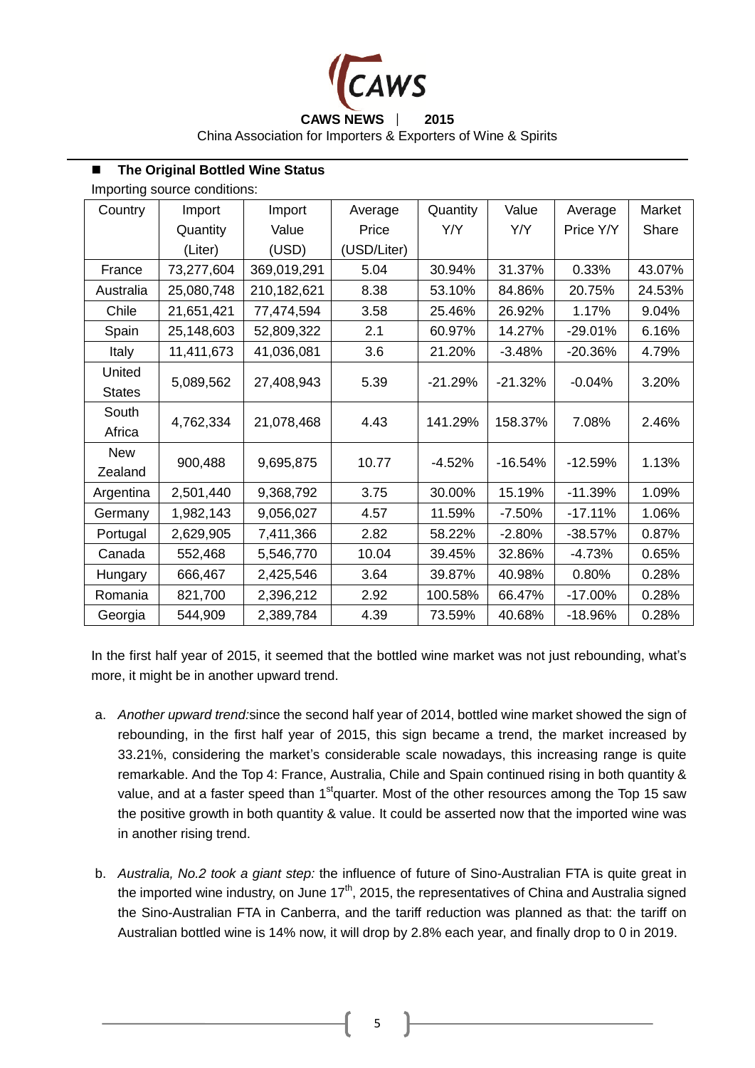## The Original Bottled Wine Status

Importing source conditions:

| Country | Import Quantity (Liter) | Import Value (USD) | Average Price (USD/Liter) | Quantity Y/Y | Value Y/Y | Average Price Y/Y | Market Share |
|---|---|---|---|---|---|---|---|
| France | 73,277,604 | 369,019,291 | 5.04 | 30.94% | 31.37% | 0.33% | 43.07% |
| Australia | 25,080,748 | 210,182,621 | 8.38 | 53.10% | 84.86% | 20.75% | 24.53% |
| Chile | 21,651,421 | 77,474,594 | 3.58 | 25.46% | 26.92% | 1.17% | 9.04% |
| Spain | 25,148,603 | 52,809,322 | 2.1 | 60.97% | 14.27% | -29.01% | 6.16% |
| Italy | 11,411,673 | 41,036,081 | 3.6 | 21.20% | -3.48% | -20.36% | 4.79% |
| United States | 5,089,562 | 27,408,943 | 5.39 | -21.29% | -21.32% | -0.04% | 3.20% |
| South Africa | 4,762,334 | 21,078,468 | 4.43 | 141.29% | 158.37% | 7.08% | 2.46% |
| New Zealand | 900,488 | 9,695,875 | 10.77 | -4.52% | -16.54% | -12.59% | 1.13% |
| Argentina | 2,501,440 | 9,368,792 | 3.75 | 30.00% | 15.19% | -11.39% | 1.09% |
| Germany | 1,982,143 | 9,056,027 | 4.57 | 11.59% | -7.50% | -17.11% | 1.06% |
| Portugal | 2,629,905 | 7,411,366 | 2.82 | 58.22% | -2.80% | -38.57% | 0.87% |
| Canada | 552,468 | 5,546,770 | 10.04 | 39.45% | 32.86% | -4.73% | 0.65% |
| Hungary | 666,467 | 2,425,546 | 3.64 | 39.87% | 40.98% | 0.80% | 0.28% |
| Romania | 821,700 | 2,396,212 | 2.92 | 100.58% | 66.47% | -17.00% | 0.28% |
| Georgia | 544,909 | 2,389,784 | 4.39 | 73.59% | 40.68% | -18.96% | 0.28% |

In the first half year of 2015, it seemed that the bottled wine market was not just rebounding, what's more, it might be in another upward trend.

a. *Another upward trend:* since the second half year of 2014, bottled wine market showed the sign of rebounding, in the first half year of 2015, this sign became a trend, the market increased by 33.21%, considering the market's considerable scale nowadays, this increasing range is quite remarkable. And the Top 4: France, Australia, Chile and Spain continued rising in both quantity & value, and at a faster speed than 1st quarter. Most of the other resources among the Top 15 saw the positive growth in both quantity & value. It could be asserted now that the imported wine was in another rising trend.

b. *Australia, No.2 took a giant step:* the influence of future of Sino-Australian FTA is quite great in the imported wine industry, on June 17th, 2015, the representatives of China and Australia signed the Sino-Australian FTA in Canberra, and the tariff reduction was planned as that: the tariff on Australian bottled wine is 14% now, it will drop by 2.8% each year, and finally drop to 0 in 2019.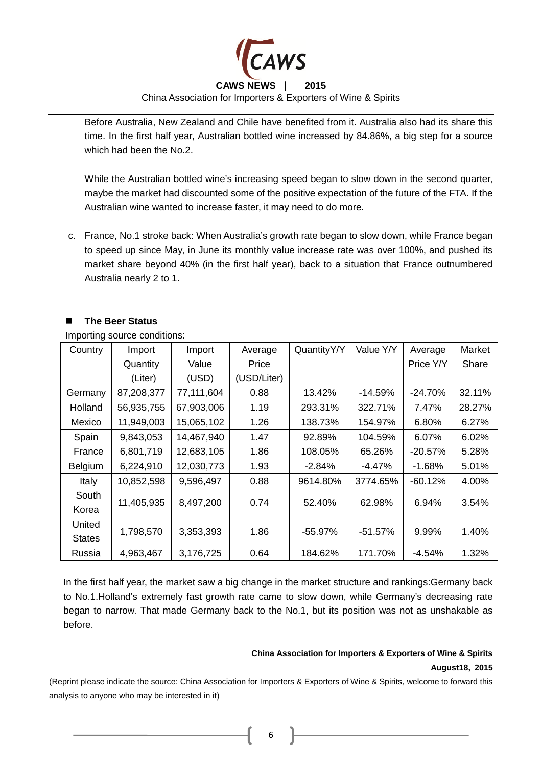Before Australia, New Zealand and Chile have benefited from it. Australia also had its share this time. In the first half year, Australian bottled wine increased by 84.86%, a big step for a source which had been the No.2.

While the Australian bottled wine's increasing speed began to slow down in the second quarter, maybe the market had discounted some of the positive expectation of the future of the FTA. If the Australian wine wanted to increase faster, it may need to do more.

c. France, No.1 stroke back: When Australia's growth rate began to slow down, while France began to speed up since May, in June its monthly value increase rate was over 100%, and pushed its market share beyond 40% (in the first half year), back to a situation that France outnumbered Australia nearly 2 to 1.

- **The Beer Status**

Importing source conditions:

| Country | Import Quantity (Liter) | Import Value (USD) | Average Price (USD/Liter) | QuantityY/Y | Value Y/Y | Average Price Y/Y | Market Share |
|---|---|---|---|---|---|---|---|
| Germany | 87,208,377 | 77,111,604 | 0.88 | 13.42% | -14.59% | -24.70% | 32.11% |
| Holland | 56,935,755 | 67,903,006 | 1.19 | 293.31% | 322.71% | 7.47% | 28.27% |
| Mexico | 11,949,003 | 15,065,102 | 1.26 | 138.73% | 154.97% | 6.80% | 6.27% |
| Spain | 9,843,053 | 14,467,940 | 1.47 | 92.89% | 104.59% | 6.07% | 6.02% |
| France | 6,801,719 | 12,683,105 | 1.86 | 108.05% | 65.26% | -20.57% | 5.28% |
| Belgium | 6,224,910 | 12,030,773 | 1.93 | -2.84% | -4.47% | -1.68% | 5.01% |
| Italy | 10,852,598 | 9,596,497 | 0.88 | 9614.80% | 3774.65% | -60.12% | 4.00% |
| South Korea | 11,405,935 | 8,497,200 | 0.74 | 52.40% | 62.98% | 6.94% | 3.54% |
| United States | 1,798,570 | 3,353,393 | 1.86 | -55.97% | -51.57% | 9.99% | 1.40% |
| Russia | 4,963,467 | 3,176,725 | 0.64 | 184.62% | 171.70% | -4.54% | 1.32% |

In the first half year, the market saw a big change in the market structure and rankings:Germany back to No.1.Holland's extremely fast growth rate came to slow down, while Germany's decreasing rate began to narrow. That made Germany back to the No.1, but its position was not as unshakable as before.

**China Association for Importers & Exporters of Wine & Spirits**

**August18, 2015**

(Reprint please indicate the source: China Association for Importers & Exporters of Wine & Spirits, welcome to forward this analysis to anyone who may be interested in it)